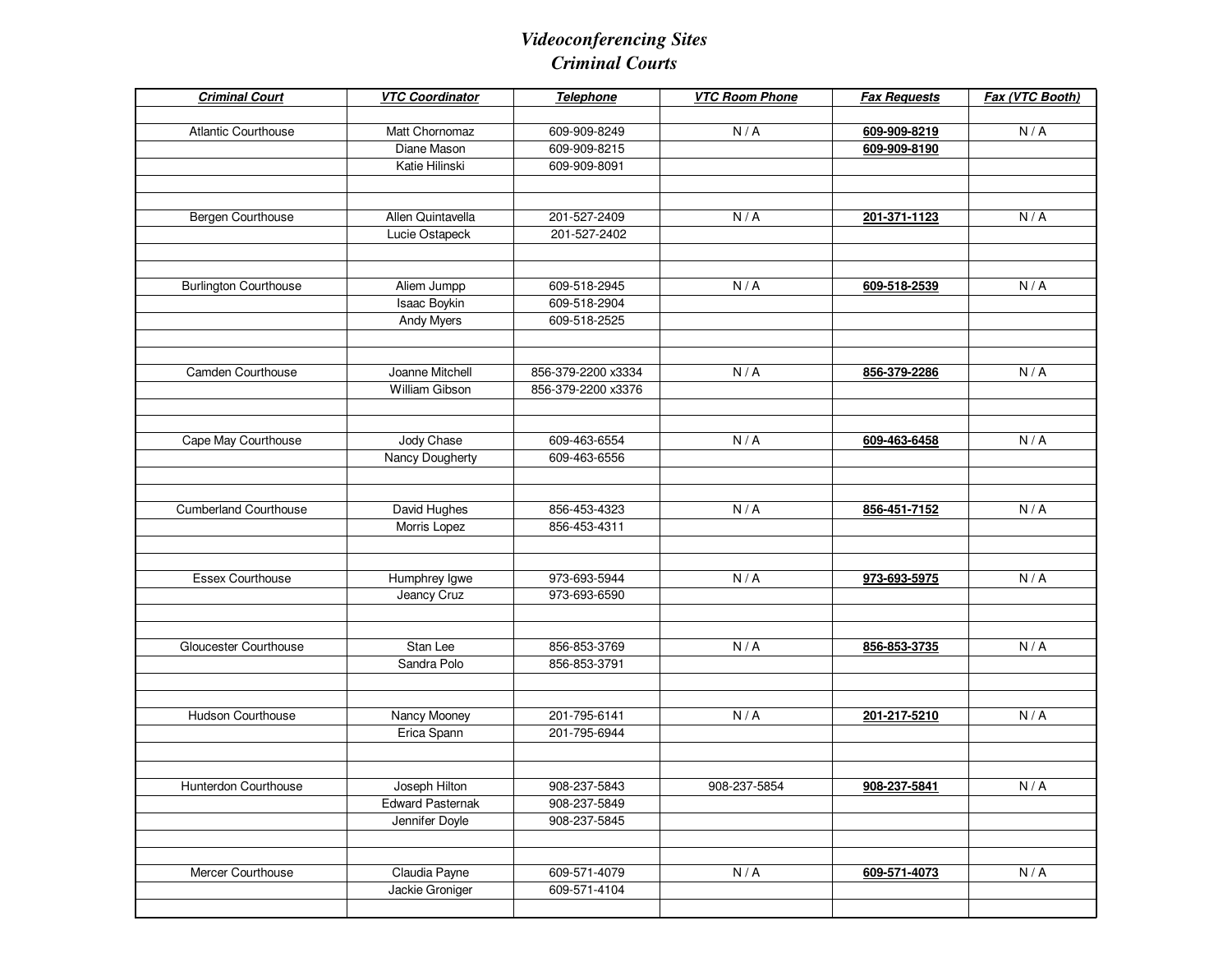# *Videoconferencing Sites*
# *Criminal Courts*

| ***Criminal Court*** | ***VTC Coordinator*** | ***Telephone*** | ***VTC Room Phone*** | ***Fax Requests*** | ***Fax (VTC Booth)*** |
|---|---|---|---|---|---|
| | | | | | |
| Atlantic Courthouse | Matt Chornomaz | 609-909-8249 | N / A | **609-909-8219** | N / A |
| | Diane Mason | 609-909-8215 | | **609-909-8190** | |
| | Katie Hilinski | 609-909-8091 | | | |
| | | | | | |
| | | | | | |
| Bergen Courthouse | Allen Quintavella | 201-527-2409 | N / A | **201-371-1123** | N / A |
| | Lucie Ostapeck | 201-527-2402 | | | |
| | | | | | |
| | | | | | |
| Burlington Courthouse | Aliem Jumpp | 609-518-2945 | N / A | **609-518-2539** | N / A |
| | Isaac Boykin | 609-518-2904 | | | |
| | Andy Myers | 609-518-2525 | | | |
| | | | | | |
| | | | | | |
| Camden Courthouse | Joanne Mitchell | 856-379-2200 x3334 | N / A | **856-379-2286** | N / A |
| | William Gibson | 856-379-2200 x3376 | | | |
| | | | | | |
| | | | | | |
| Cape May Courthouse | Jody Chase | 609-463-6554 | N / A | **609-463-6458** | N / A |
| | Nancy Dougherty | 609-463-6556 | | | |
| | | | | | |
| | | | | | |
| Cumberland Courthouse | David Hughes | 856-453-4323 | N / A | **856-451-7152** | N / A |
| | Morris Lopez | 856-453-4311 | | | |
| | | | | | |
| | | | | | |
| Essex Courthouse | Humphrey Igwe | 973-693-5944 | N / A | **973-693-5975** | N / A |
| | Jeancy Cruz | 973-693-6590 | | | |
| | | | | | |
| | | | | | |
| Gloucester Courthouse | Stan Lee | 856-853-3769 | N / A | **856-853-3735** | N / A |
| | Sandra Polo | 856-853-3791 | | | |
| | | | | | |
| | | | | | |
| Hudson Courthouse | Nancy Mooney | 201-795-6141 | N / A | **201-217-5210** | N / A |
| | Erica Spann | 201-795-6944 | | | |
| | | | | | |
| | | | | | |
| Hunterdon Courthouse | Joseph Hilton | 908-237-5843 | 908-237-5854 | **908-237-5841** | N / A |
| | Edward Pasternak | 908-237-5849 | | | |
| | Jennifer Doyle | 908-237-5845 | | | |
| | | | | | |
| | | | | | |
| Mercer Courthouse | Claudia Payne | 609-571-4079 | N / A | **609-571-4073** | N / A |
| | Jackie Groniger | 609-571-4104 | | | |
| | | | | | |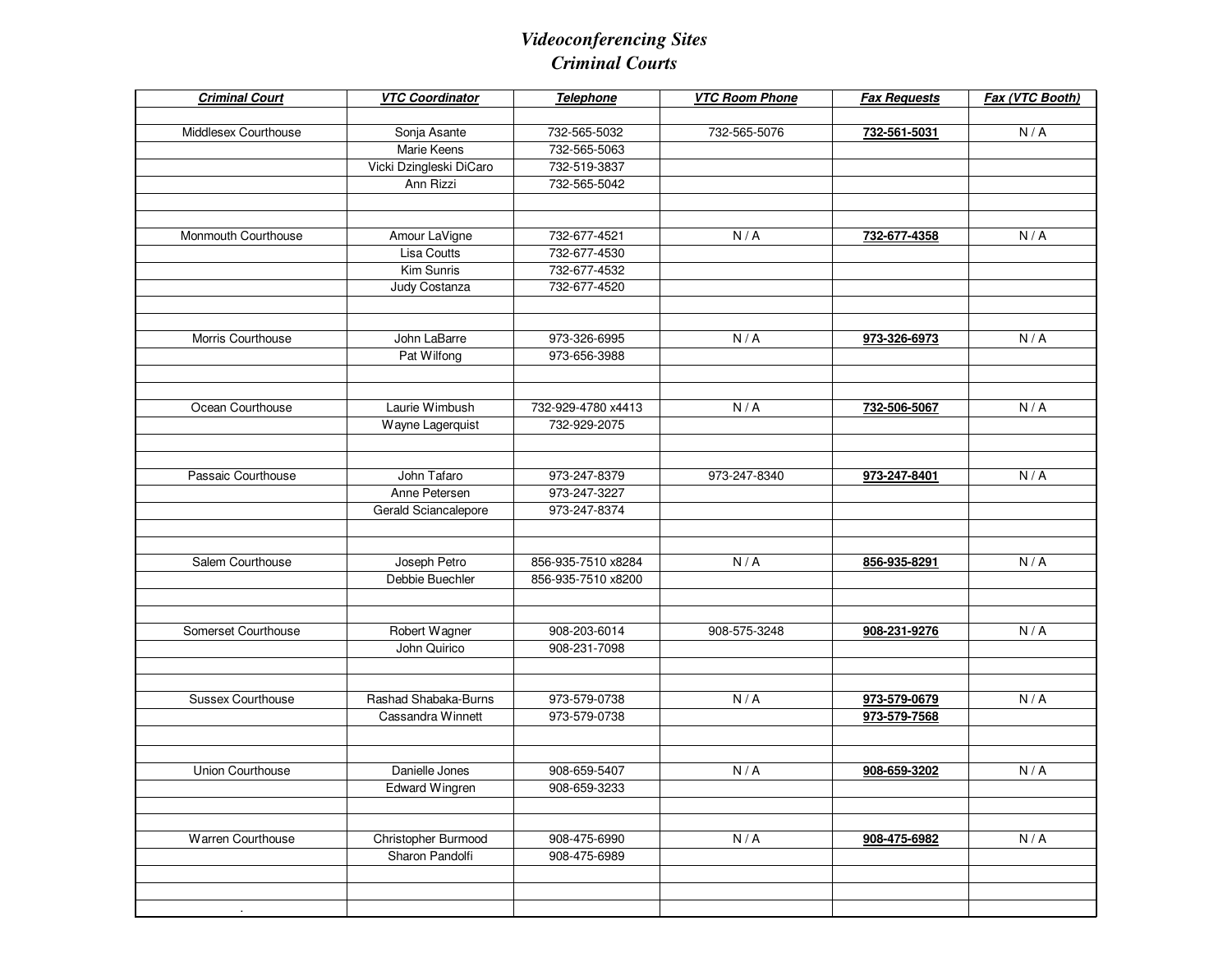# *Videoconferencing Sites*
# *Criminal Courts*

| ***Criminal Court*** | ***VTC Coordinator*** | ***Telephone*** | ***VTC Room Phone*** | ***Fax Requests*** | ***Fax (VTC Booth)*** |
|---|---|---|---|---|---|
| | | | | | |
| Middlesex Courthouse | Sonja Asante | 732-565-5032 | 732-565-5076 | **732-561-5031** | N / A |
| | Marie Keens | 732-565-5063 | | | |
| | Vicki Dzingleski DiCaro | 732-519-3837 | | | |
| | Ann Rizzi | 732-565-5042 | | | |
| | | | | | |
| | | | | | |
| Monmouth Courthouse | Amour LaVigne | 732-677-4521 | N / A | **732-677-4358** | N / A |
| | Lisa Coutts | 732-677-4530 | | | |
| | Kim Sunris | 732-677-4532 | | | |
| | Judy Costanza | 732-677-4520 | | | |
| | | | | | |
| | | | | | |
| Morris Courthouse | John LaBarre | 973-326-6995 | N / A | **973-326-6973** | N / A |
| | Pat Wilfong | 973-656-3988 | | | |
| | | | | | |
| | | | | | |
| Ocean Courthouse | Laurie Wimbush | 732-929-4780 x4413 | N / A | **732-506-5067** | N / A |
| | Wayne Lagerquist | 732-929-2075 | | | |
| | | | | | |
| | | | | | |
| Passaic Courthouse | John Tafaro | 973-247-8379 | 973-247-8340 | **973-247-8401** | N / A |
| | Anne Petersen | 973-247-3227 | | | |
| | Gerald Sciancalepore | 973-247-8374 | | | |
| | | | | | |
| | | | | | |
| Salem Courthouse | Joseph Petro | 856-935-7510 x8284 | N / A | **856-935-8291** | N / A |
| | Debbie Buechler | 856-935-7510 x8200 | | | |
| | | | | | |
| | | | | | |
| Somerset Courthouse | Robert Wagner | 908-203-6014 | 908-575-3248 | **908-231-9276** | N / A |
| | John Quirico | 908-231-7098 | | | |
| | | | | | |
| | | | | | |
| Sussex Courthouse | Rashad Shabaka-Burns | 973-579-0738 | N / A | **973-579-0679** | N / A |
| | Cassandra Winnett | 973-579-0738 | | **973-579-7568** | |
| | | | | | |
| | | | | | |
| Union Courthouse | Danielle Jones | 908-659-5407 | N / A | **908-659-3202** | N / A |
| | Edward Wingren | 908-659-3233 | | | |
| | | | | | |
| | | | | | |
| Warren Courthouse | Christopher Burmood | 908-475-6990 | N / A | **908-475-6982** | N / A |
| | Sharon Pandolfi | 908-475-6989 | | | |
| | | | | | |
| | | | | | |
| . | | | | | |